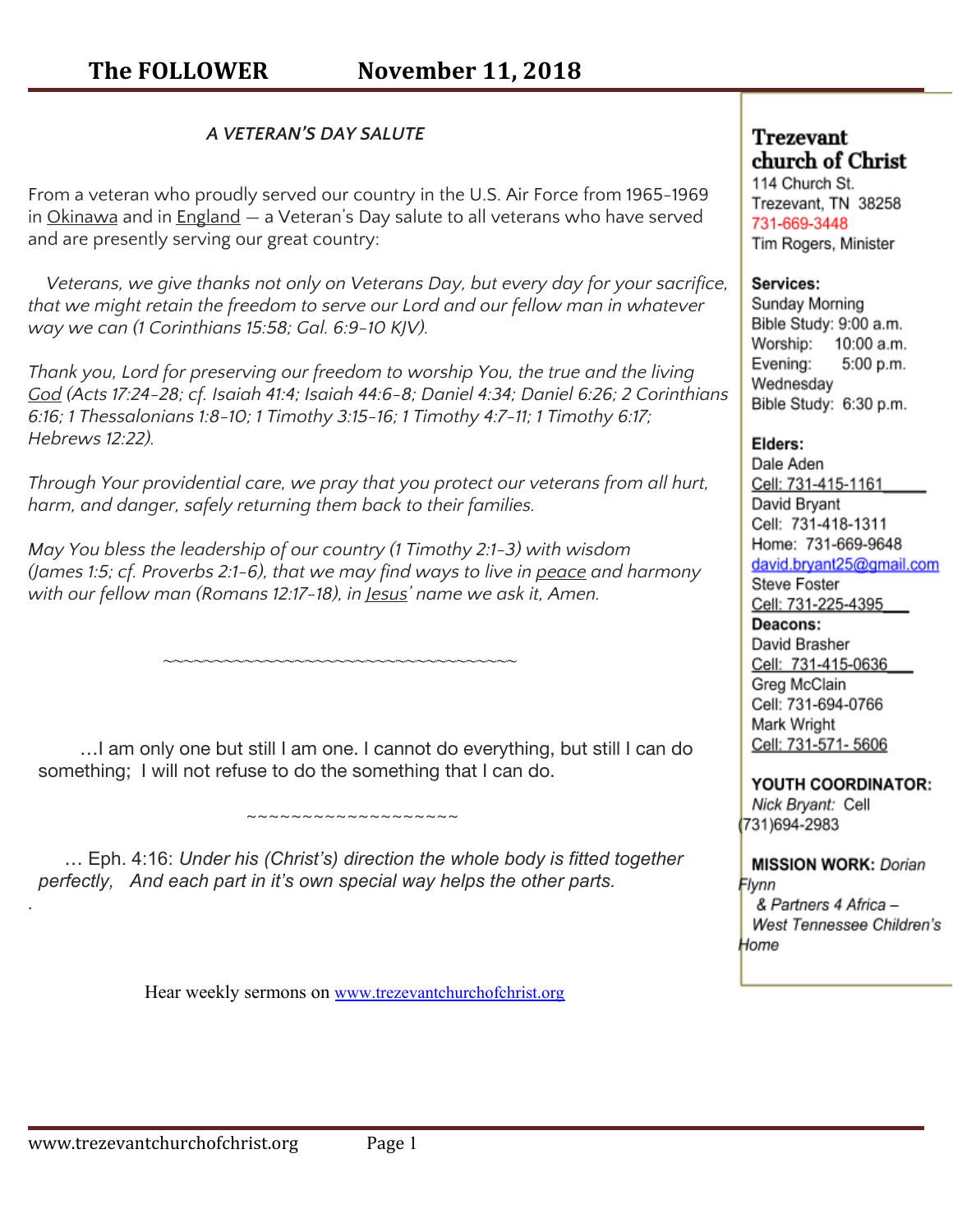# The FOLLOWER November 11, 2018

### *A VETERAN'S DAY SALUTE*

From a veteran who proudly served our country in the U.S. Air Force from 1965-1969 in Okinawa and in England — a Veteran's Day salute to all veterans who have served and are presently serving our great country:

*Veterans, we give thanks not only on Veterans Day, but every day for your sacrifice, that we might retain the freedom to serve our Lord and our fellow man in whatever way we can (1 Corinthians 15:58; Gal. 6:9-10 KJV).*

*Thank you, Lord for preserving our freedom to worship You, the true and the living God (Acts 17:24-28; cf. Isaiah 41:4; Isaiah 44:6-8; Daniel 4:34; Daniel 6:26; 2 Corinthians 6:16; 1 Thessalonians 1:8-10; 1 Timothy 3:15-16; 1 Timothy 4:7-11; 1 Timothy 6:17; Hebrews 12:22).*

*Through Your providential care, we pray that you protect our veterans from all hurt, harm, and danger, safely returning them back to their families.*

*May You bless the leadership of our country (1 Timothy 2:1-3) with wisdom (James 1:5; cf. Proverbs 2:1-6), that we may find ways to live in peace and harmony with our fellow man (Romans 12:17-18), in Jesus' name we ask it, Amen.*

~~~~~~~~~~~~~~~~~~~~~~~~~~~~~~~~~~~~~~~~~

…I am only one but still I am one. I cannot do everything, but still I can do something; I will not refuse to do the something that I can do.

~~~~~~~~~~~~~~~~~~~~

… Eph. 4:16: *Under his (Christ's) direction the whole body is fitted together perfectly, And each part in it's own special way helps the other parts.*

.

Hear weekly sermons on www.trezevantchurchofchrist.org

---

**Trezevant church of Christ**
114 Church St.
Trezevant, TN 38258
731-669-3448
Tim Rogers, Minister

**Services:**
Sunday Morning
Bible Study: 9:00 a.m.
Worship: 10:00 a.m.
Evening: 5:00 p.m.
Wednesday
Bible Study: 6:30 p.m.

**Elders:**
Dale Aden
Cell: 731-415-1161
David Bryant
Cell: 731-418-1311
Home: 731-669-9648
david.bryant25@gmail.com
Steve Foster
Cell: 731-225-4395

**Deacons:**
David Brasher
Cell: 731-415-0636
Greg McClain
Cell: 731-694-0766
Mark Wright
Cell: 731-571- 5606

**YOUTH COORDINATOR:**
*Nick Bryant:* Cell (731)694-2983

**MISSION WORK:** *Dorian Flynn & Partners 4 Africa – West Tennessee Children's Home*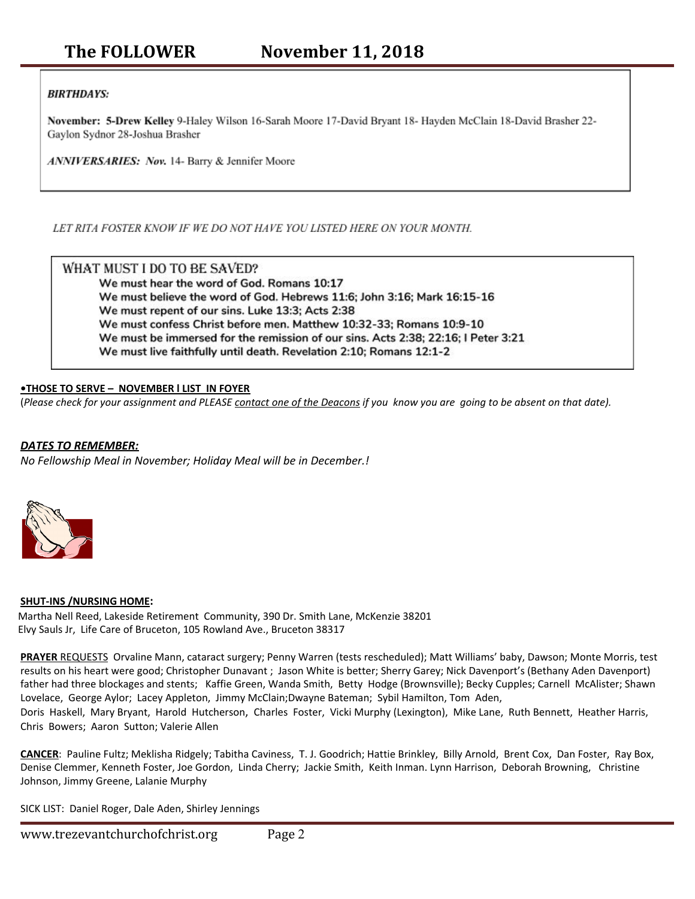**BIRTHDAYS:**

November: **5-Drew Kelley** 9-Haley Wilson 16-Sarah Moore 17-David Bryant 18- Hayden McClain 18-David Brasher 22-Gaylon Sydnor 28-Joshua Brasher

***ANNIVERSARIES: Nov.*** 14- Barry & Jennifer Moore

*LET RITA FOSTER KNOW IF WE DO NOT HAVE YOU LISTED HERE ON YOUR MONTH.*

## WHAT MUST I DO TO BE SAVED?

We must hear the word of God. Romans 10:17
We must believe the word of God. Hebrews 11:6; John 3:16; Mark 16:15-16
We must repent of our sins. Luke 13:3; Acts 2:38
We must confess Christ before men. Matthew 10:32-33; Romans 10:9-10
We must be immersed for the remission of our sins. Acts 2:38; 22:16; I Peter 3:21
We must live faithfully until death. Revelation 2:10; Romans 12:1-2

**•THOSE TO SERVE – NOVEMBER l LIST IN FOYER**

(*Please check for your assignment and PLEASE contact one of the Deacons if you know you are going to be absent on that date).*

***DATES TO REMEMBER:***

*No Fellowship Meal in November; Holiday Meal will be in December.!*

**SHUT-INS /NURSING HOME:**

Martha Nell Reed, Lakeside Retirement Community, 390 Dr. Smith Lane, McKenzie 38201
Elvy Sauls Jr, Life Care of Bruceton, 105 Rowland Ave., Bruceton 38317

**PRAYER** REQUESTS Orvaline Mann, cataract surgery; Penny Warren (tests rescheduled); Matt Williams' baby, Dawson; Monte Morris, test results on his heart were good; Christopher Dunavant ; Jason White is better; Sherry Garey; Nick Davenport's (Bethany Aden Davenport) father had three blockages and stents; Kaffie Green, Wanda Smith, Betty Hodge (Brownsville); Becky Cupples; Carnell McAlister; Shawn Lovelace, George Aylor; Lacey Appleton, Jimmy McClain;Dwayne Bateman; Sybil Hamilton, Tom Aden, Doris Haskell, Mary Bryant, Harold Hutcherson, Charles Foster, Vicki Murphy (Lexington), Mike Lane, Ruth Bennett, Heather Harris, Chris Bowers; Aaron Sutton; Valerie Allen

**CANCER**: Pauline Fultz; Meklisha Ridgely; Tabitha Caviness, T. J. Goodrich; Hattie Brinkley, Billy Arnold, Brent Cox, Dan Foster, Ray Box, Denise Clemmer, Kenneth Foster, Joe Gordon, Linda Cherry; Jackie Smith, Keith Inman. Lynn Harrison, Deborah Browning, Christine Johnson, Jimmy Greene, Lalanie Murphy

SICK LIST: Daniel Roger, Dale Aden, Shirley Jennings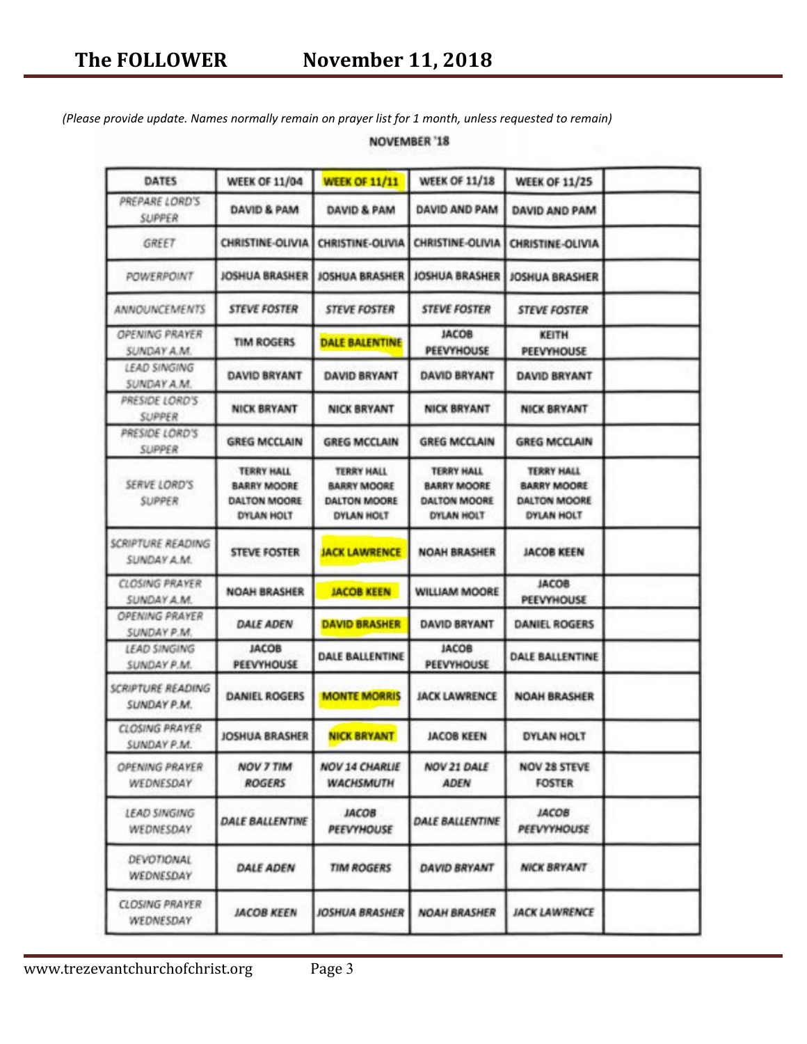*(Please provide update. Names normally remain on prayer list for 1 month, unless requested to remain)*

NOVEMBER '18

| DATES | WEEK OF 11/04 | WEEK OF 11/11 | WEEK OF 11/18 | WEEK OF 11/25 | |
|---|---|---|---|---|---|
| PREPARE LORD'S SUPPER | DAVID & PAM | DAVID & PAM | DAVID AND PAM | DAVID AND PAM | |
| GREET | CHRISTINE-OLIVIA | CHRISTINE-OLIVIA | CHRISTINE-OLIVIA | CHRISTINE-OLIVIA | |
| POWERPOINT | JOSHUA BRASHER | JOSHUA BRASHER | JOSHUA BRASHER | JOSHUA BRASHER | |
| ANNOUNCEMENTS | STEVE FOSTER | STEVE FOSTER | STEVE FOSTER | STEVE FOSTER | |
| OPENING PRAYER SUNDAY A.M. | TIM ROGERS | DALE BALENTINE | JACOB PEEVYHOUSE | KEITH PEEVYHOUSE | |
| LEAD SINGING SUNDAY A.M. | DAVID BRYANT | DAVID BRYANT | DAVID BRYANT | DAVID BRYANT | |
| PRESIDE LORD'S SUPPER | NICK BRYANT | NICK BRYANT | NICK BRYANT | NICK BRYANT | |
| PRESIDE LORD'S SUPPER | GREG MCCLAIN | GREG MCCLAIN | GREG MCCLAIN | GREG MCCLAIN | |
| SERVE LORD'S SUPPER | TERRY HALL<br>BARRY MOORE<br>DALTON MOORE<br>DYLAN HOLT | TERRY HALL<br>BARRY MOORE<br>DALTON MOORE<br>DYLAN HOLT | TERRY HALL<br>BARRY MOORE<br>DALTON MOORE<br>DYLAN HOLT | TERRY HALL<br>BARRY MOORE<br>DALTON MOORE<br>DYLAN HOLT | |
| SCRIPTURE READING SUNDAY A.M. | STEVE FOSTER | JACK LAWRENCE | NOAH BRASHER | JACOB KEEN | |
| CLOSING PRAYER SUNDAY A.M. | NOAH BRASHER | JACOB KEEN | WILLIAM MOORE | JACOB PEEVYHOUSE | |
| OPENING PRAYER SUNDAY P.M. | DALE ADEN | DAVID BRASHER | DAVID BRYANT | DANIEL ROGERS | |
| LEAD SINGING SUNDAY P.M. | JACOB PEEVYHOUSE | DALE BALLENTINE | JACOB PEEVYHOUSE | DALE BALLENTINE | |
| SCRIPTURE READING SUNDAY P.M. | DANIEL ROGERS | MONTE MORRIS | JACK LAWRENCE | NOAH BRASHER | |
| CLOSING PRAYER SUNDAY P.M. | JOSHUA BRASHER | NICK BRYANT | JACOB KEEN | DYLAN HOLT | |
| OPENING PRAYER WEDNESDAY | NOV 7 TIM ROGERS | NOV 14 CHARLIE WACHSMUTH | NOV 21 DALE ADEN | NOV 28 STEVE FOSTER | |
| LEAD SINGING WEDNESDAY | DALE BALLENTINE | JACOB PEEVYHOUSE | DALE BALLENTINE | JACOB PEEVYYHOUSE | |
| DEVOTIONAL WEDNESDAY | DALE ADEN | TIM ROGERS | DAVID BRYANT | NICK BRYANT | |
| CLOSING PRAYER WEDNESDAY | JACOB KEEN | JOSHUA BRASHER | NOAH BRASHER | JACK LAWRENCE | |